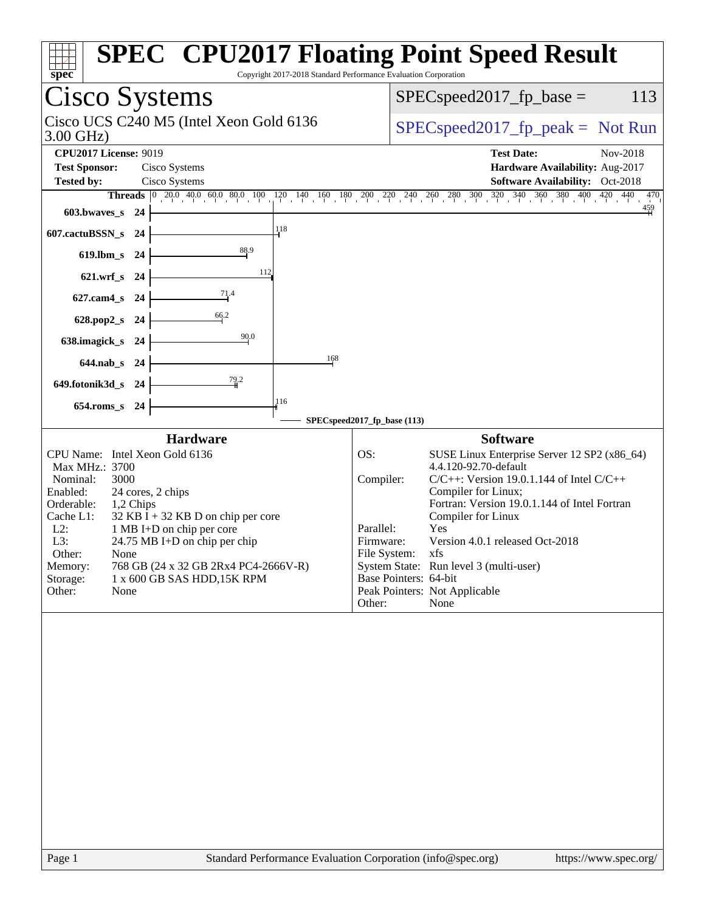# SPEC CPU2017 Floating Point Speed Result

Copyright 2017-2018 Standard Performance Evaluation Corporation

## Cisco Systems

Cisco UCS C240 M5 (Intel Xeon Gold 6136 3.00 GHz)

SPECspeed2017_fp_base = 113

SPECspeed2017_fp_peak = Not Run

**CPU2017 License:** 9019
**Test Sponsor:** Cisco Systems
**Tested by:** Cisco Systems

**Test Date:** Nov-2018
**Hardware Availability:** Aug-2017
**Software Availability:** Oct-2018

| Benchmark | Threads | Base Result |
|---|---|---|
| 603.bwaves_s | 24 | 459 |
| 607.cactuBSSN_s | 24 | 118 |
| 619.lbm_s | 24 | 88.9 |
| 621.wrf_s | 24 | 112 |
| 627.cam4_s | 24 | 71.4 |
| 628.pop2_s | 24 | 66.2 |
| 638.imagick_s | 24 | 90.0 |
| 644.nab_s | 24 | 168 |
| 649.fotonik3d_s | 24 | 79.2 |
| 654.roms_s | 24 | 116 |

SPECspeed2017_fp_base (113)

### Hardware

| | |
|---|---|
| CPU Name: | Intel Xeon Gold 6136 |
| Max MHz.: | 3700 |
| Nominal: | 3000 |
| Enabled: | 24 cores, 2 chips |
| Orderable: | 1,2 Chips |
| Cache L1: | 32 KB I + 32 KB D on chip per core |
| L2: | 1 MB I+D on chip per core |
| L3: | 24.75 MB I+D on chip per chip |
| Other: | None |
| Memory: | 768 GB (24 x 32 GB 2Rx4 PC4-2666V-R) |
| Storage: | 1 x 600 GB SAS HDD,15K RPM |
| Other: | None |

### Software

| | |
|---|---|
| OS: | SUSE Linux Enterprise Server 12 SP2 (x86_64) 4.4.120-92.70-default |
| Compiler: | C/C++: Version 19.0.1.144 of Intel C/C++ Compiler for Linux; Fortran: Version 19.0.1.144 of Intel Fortran Compiler for Linux |
| Parallel: | Yes |
| Firmware: | Version 4.0.1 released Oct-2018 |
| File System: | xfs |
| System State: | Run level 3 (multi-user) |
| Base Pointers: | 64-bit |
| Peak Pointers: | Not Applicable |
| Other: | None |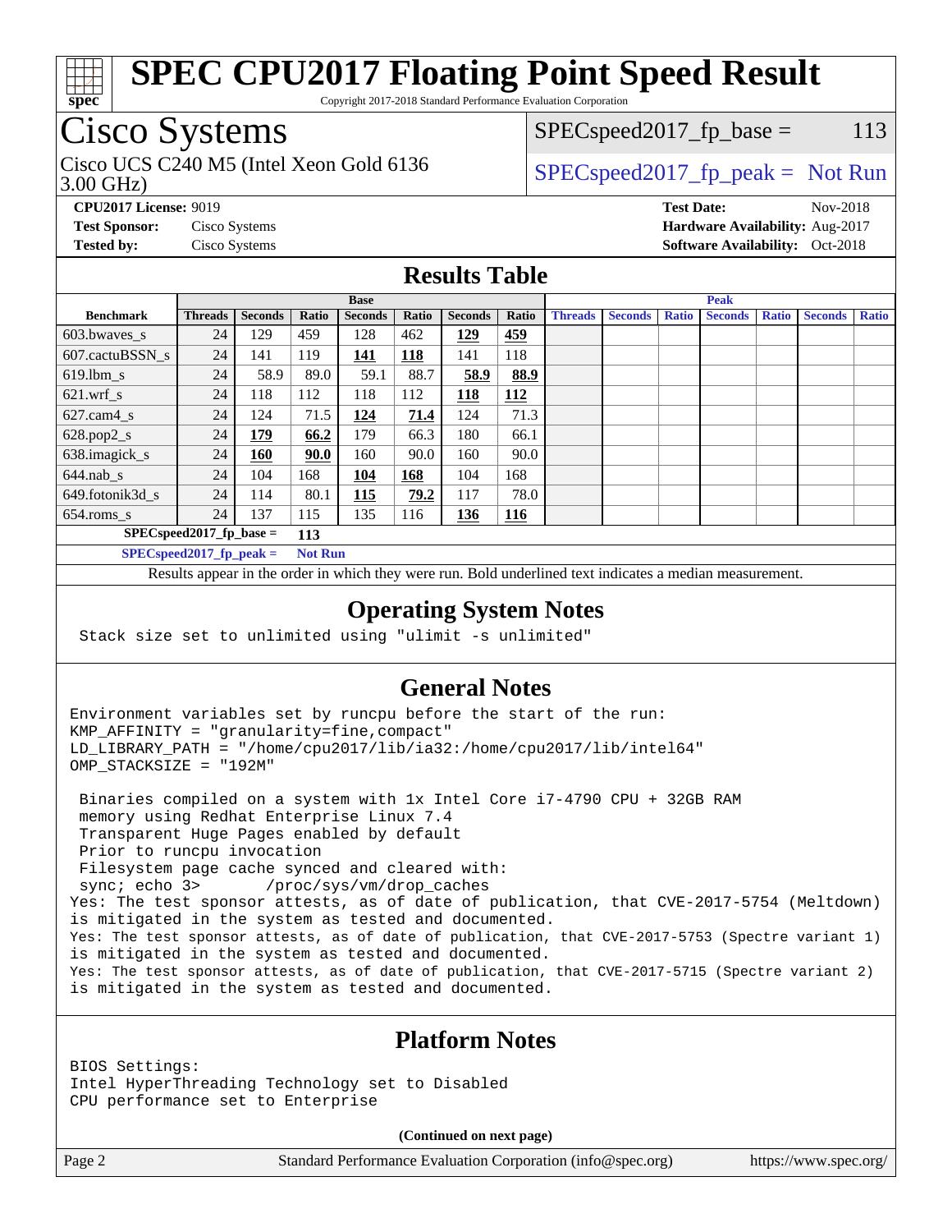# SPEC CPU2017 Floating Point Speed Result

Copyright 2017-2018 Standard Performance Evaluation Corporation

## Cisco Systems

Cisco UCS C240 M5 (Intel Xeon Gold 6136 3.00 GHz)

SPECspeed2017_fp_base = 113

SPECspeed2017_fp_peak = Not Run

**CPU2017 License:** 9019
**Test Sponsor:** Cisco Systems
**Tested by:** Cisco Systems

**Test Date:** Nov-2018
**Hardware Availability:** Aug-2017
**Software Availability:** Oct-2018

## Results Table

| Benchmark | Base | | | | | | | Peak | | | | | | |
|---|---|---|---|---|---|---|---|---|---|---|---|---|---|---|
| | Threads | Seconds | Ratio | Seconds | Ratio | Seconds | Ratio | Threads | Seconds | Ratio | Seconds | Ratio | Seconds | Ratio |
| 603.bwaves_s | 24 | 129 | 459 | 128 | 462 | **129** | **459** | | | | | | | |
| 607.cactuBSSN_s | 24 | 141 | 119 | **141** | **118** | 141 | 118 | | | | | | | |
| 619.lbm_s | 24 | 58.9 | 89.0 | 59.1 | 88.7 | **58.9** | **88.9** | | | | | | | |
| 621.wrf_s | 24 | 118 | 112 | 118 | 112 | **118** | **112** | | | | | | | |
| 627.cam4_s | 24 | 124 | 71.5 | **124** | **71.4** | 124 | 71.3 | | | | | | | |
| 628.pop2_s | 24 | **179** | **66.2** | 179 | 66.3 | 180 | 66.1 | | | | | | | |
| 638.imagick_s | 24 | **160** | **90.0** | 160 | 90.0 | 160 | 90.0 | | | | | | | |
| 644.nab_s | 24 | 104 | 168 | **104** | **168** | 104 | 168 | | | | | | | |
| 649.fotonik3d_s | 24 | 114 | 80.1 | **115** | **79.2** | 117 | 78.0 | | | | | | | |
| 654.roms_s | 24 | 137 | 115 | 135 | 116 | **136** | **116** | | | | | | | |

SPECspeed2017_fp_base = 113

SPECspeed2017_fp_peak = Not Run

Results appear in the order in which they were run. Bold underlined text indicates a median measurement.

## Operating System Notes

```
Stack size set to unlimited using "ulimit -s unlimited"
```

## General Notes

```
Environment variables set by runcpu before the start of the run:
KMP_AFFINITY = "granularity=fine,compact"
LD_LIBRARY_PATH = "/home/cpu2017/lib/ia32:/home/cpu2017/lib/intel64"
OMP_STACKSIZE = "192M"

 Binaries compiled on a system with 1x Intel Core i7-4790 CPU + 32GB RAM
 memory using Redhat Enterprise Linux 7.4
 Transparent Huge Pages enabled by default
 Prior to runcpu invocation
 Filesystem page cache synced and cleared with:
 sync; echo 3>       /proc/sys/vm/drop_caches
Yes: The test sponsor attests, as of date of publication, that CVE-2017-5754 (Meltdown)
is mitigated in the system as tested and documented.
Yes: The test sponsor attests, as of date of publication, that CVE-2017-5753 (Spectre variant 1)
is mitigated in the system as tested and documented.
Yes: The test sponsor attests, as of date of publication, that CVE-2017-5715 (Spectre variant 2)
is mitigated in the system as tested and documented.
```

## Platform Notes

```
BIOS Settings:
Intel HyperThreading Technology set to Disabled
CPU performance set to Enterprise
```

**(Continued on next page)**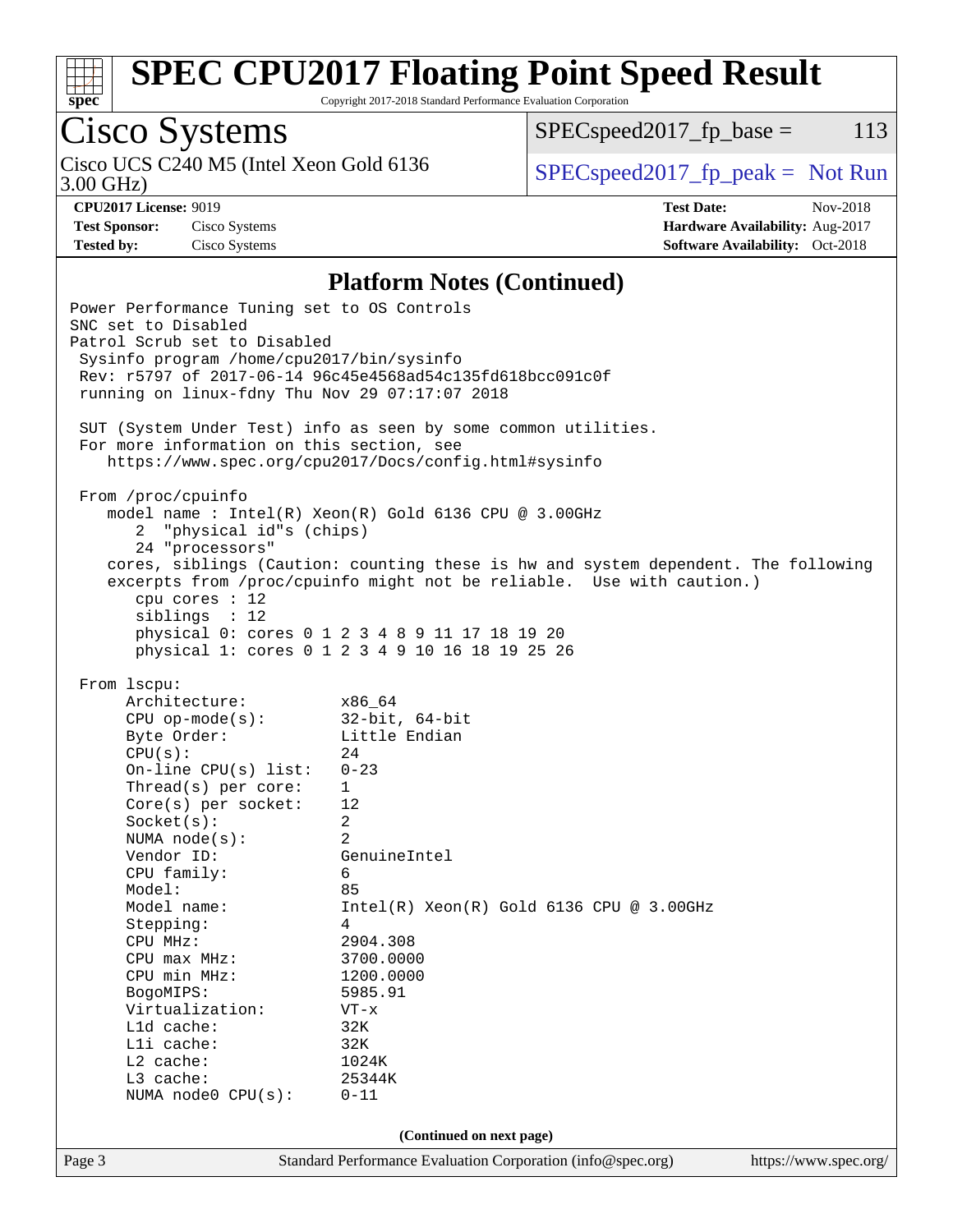## Platform Notes (Continued)

```
Power Performance Tuning set to OS Controls
SNC set to Disabled
Patrol Scrub set to Disabled
 Sysinfo program /home/cpu2017/bin/sysinfo
 Rev: r5797 of 2017-06-14 96c45e4568ad54c135fd618bcc091c0f
 running on linux-fdny Thu Nov 29 07:17:07 2018

 SUT (System Under Test) info as seen by some common utilities.
 For more information on this section, see
    https://www.spec.org/cpu2017/Docs/config.html#sysinfo

 From /proc/cpuinfo
    model name : Intel(R) Xeon(R) Gold 6136 CPU @ 3.00GHz
       2  "physical id"s (chips)
       24 "processors"
    cores, siblings (Caution: counting these is hw and system dependent. The following
    excerpts from /proc/cpuinfo might not be reliable.  Use with caution.)
       cpu cores : 12
       siblings  : 12
       physical 0: cores 0 1 2 3 4 8 9 11 17 18 19 20
       physical 1: cores 0 1 2 3 4 9 10 16 18 19 25 26

 From lscpu:
      Architecture:          x86_64
      CPU op-mode(s):        32-bit, 64-bit
      Byte Order:            Little Endian
      CPU(s):                24
      On-line CPU(s) list:   0-23
      Thread(s) per core:    1
      Core(s) per socket:    12
      Socket(s):             2
      NUMA node(s):          2
      Vendor ID:             GenuineIntel
      CPU family:            6
      Model:                 85
      Model name:            Intel(R) Xeon(R) Gold 6136 CPU @ 3.00GHz
      Stepping:              4
      CPU MHz:               2904.308
      CPU max MHz:           3700.0000
      CPU min MHz:           1200.0000
      BogoMIPS:              5985.91
      Virtualization:        VT-x
      L1d cache:             32K
      L1i cache:             32K
      L2 cache:              1024K
      L3 cache:              25344K
      NUMA node0 CPU(s):     0-11
```

(Continued on next page)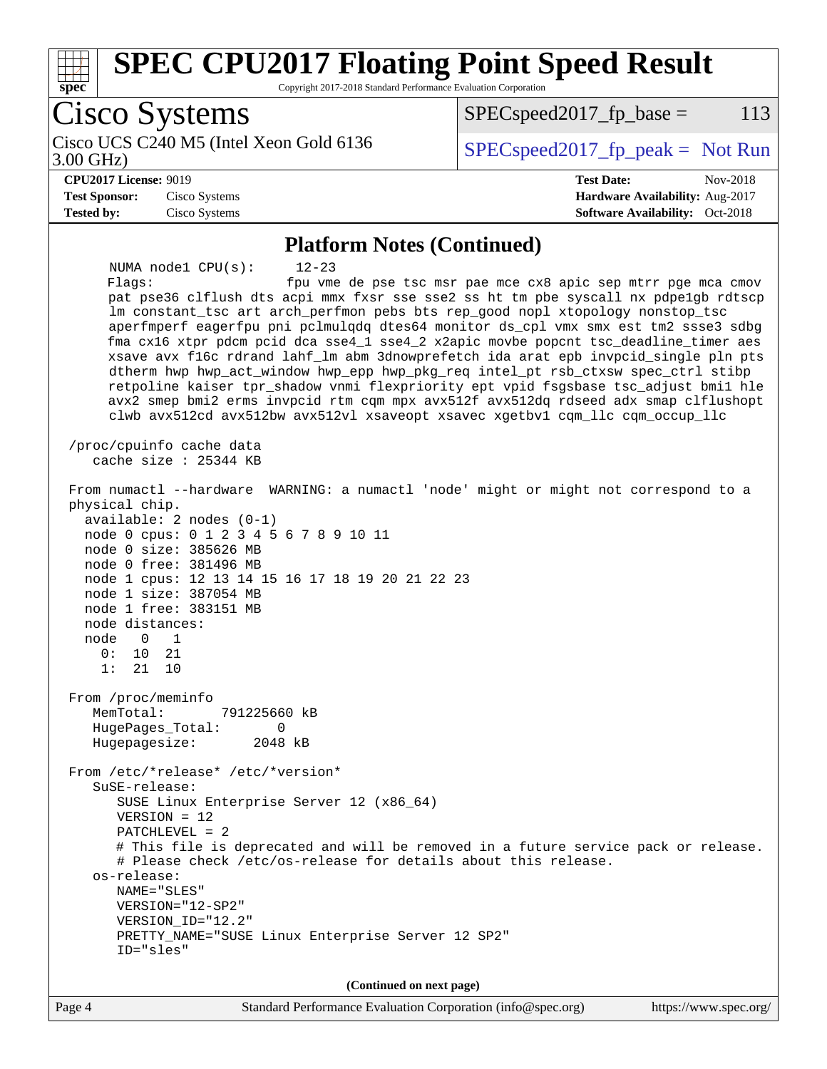## Platform Notes (Continued)

```
      NUMA node1 CPU(s):     12-23
      Flags:                 fpu vme de pse tsc msr pae mce cx8 apic sep mtrr pge mca cmov
      pat pse36 clflush dts acpi mmx fxsr sse sse2 ss ht tm pbe syscall nx pdpe1gb rdtscp
      lm constant_tsc art arch_perfmon pebs bts rep_good nopl xtopology nonstop_tsc
      aperfmperf eagerfpu pni pclmulqdq dtes64 monitor ds_cpl vmx smx est tm2 ssse3 sdbg
      fma cx16 xtpr pdcm pcid dca sse4_1 sse4_2 x2apic movbe popcnt tsc_deadline_timer aes
      xsave avx f16c rdrand lahf_lm abm 3dnowprefetch ida arat epb invpcid_single pln pts
      dtherm hwp hwp_act_window hwp_epp hwp_pkg_req intel_pt rsb_ctxsw spec_ctrl stibp
      retpoline kaiser tpr_shadow vnmi flexpriority ept vpid fsgsbase tsc_adjust bmi1 hle
      avx2 smep bmi2 erms invpcid rtm cqm mpx avx512f avx512dq rdseed adx smap clflushopt
      clwb avx512cd avx512bw avx512vl xsaveopt xsavec xgetbv1 cqm_llc cqm_occup_llc

 /proc/cpuinfo cache data
    cache size : 25344 KB

 From numactl --hardware  WARNING: a numactl 'node' might or might not correspond to a
 physical chip.
   available: 2 nodes (0-1)
   node 0 cpus: 0 1 2 3 4 5 6 7 8 9 10 11
   node 0 size: 385626 MB
   node 0 free: 381496 MB
   node 1 cpus: 12 13 14 15 16 17 18 19 20 21 22 23
   node 1 size: 387054 MB
   node 1 free: 383151 MB
   node distances:
   node   0   1
     0:  10  21
     1:  21  10

 From /proc/meminfo
    MemTotal:       791225660 kB
    HugePages_Total:       0
    Hugepagesize:       2048 kB

 From /etc/*release* /etc/*version*
    SuSE-release:
       SUSE Linux Enterprise Server 12 (x86_64)
       VERSION = 12
       PATCHLEVEL = 2
       # This file is deprecated and will be removed in a future service pack or release.
       # Please check /etc/os-release for details about this release.
    os-release:
       NAME="SLES"
       VERSION="12-SP2"
       VERSION_ID="12.2"
       PRETTY_NAME="SUSE Linux Enterprise Server 12 SP2"
       ID="sles"
```

**(Continued on next page)**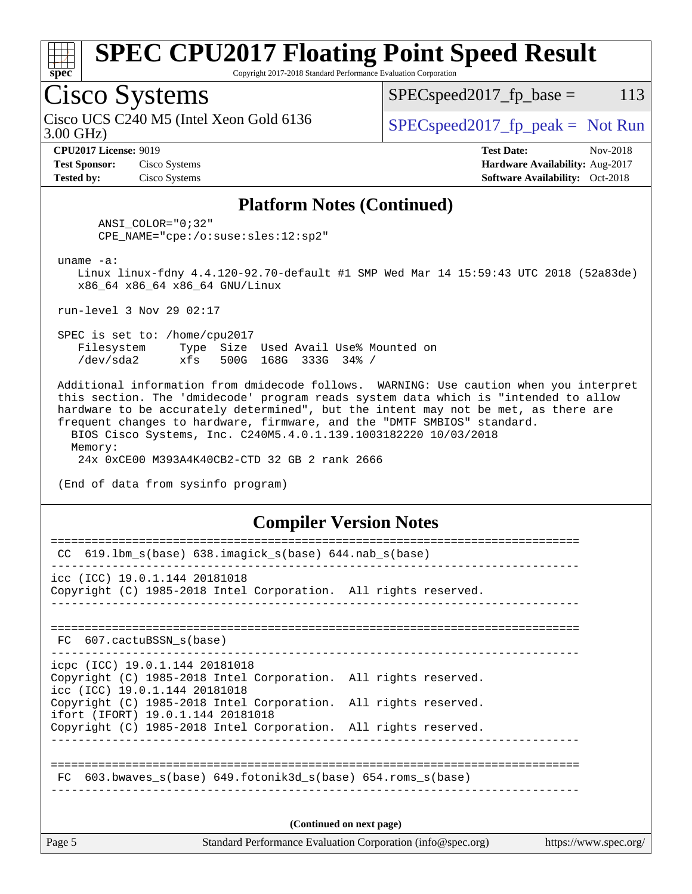## Platform Notes (Continued)

```
      ANSI_COLOR="0;32"
      CPE_NAME="cpe:/o:suse:sles:12:sp2"

 uname -a:
    Linux linux-fdny 4.4.120-92.70-default #1 SMP Wed Mar 14 15:59:43 UTC 2018 (52a83de)
    x86_64 x86_64 x86_64 GNU/Linux

 run-level 3 Nov 29 02:17

 SPEC is set to: /home/cpu2017
    Filesystem     Type  Size  Used Avail Use% Mounted on
    /dev/sda2      xfs   500G  168G  333G  34% /

 Additional information from dmidecode follows.  WARNING: Use caution when you interpret
 this section. The 'dmidecode' program reads system data which is "intended to allow
 hardware to be accurately determined", but the intent may not be met, as there are
 frequent changes to hardware, firmware, and the "DMTF SMBIOS" standard.
   BIOS Cisco Systems, Inc. C240M5.4.0.1.139.1003182220 10/03/2018
   Memory:
     24x 0xCE00 M393A4K40CB2-CTD 32 GB 2 rank 2666

 (End of data from sysinfo program)
```

## Compiler Version Notes

```
==============================================================================
 CC  619.lbm_s(base) 638.imagick_s(base) 644.nab_s(base)
------------------------------------------------------------------------------
icc (ICC) 19.0.1.144 20181018
Copyright (C) 1985-2018 Intel Corporation.  All rights reserved.
------------------------------------------------------------------------------

==============================================================================
 FC  607.cactuBSSN_s(base)
------------------------------------------------------------------------------
icpc (ICC) 19.0.1.144 20181018
Copyright (C) 1985-2018 Intel Corporation.  All rights reserved.
icc (ICC) 19.0.1.144 20181018
Copyright (C) 1985-2018 Intel Corporation.  All rights reserved.
ifort (IFORT) 19.0.1.144 20181018
Copyright (C) 1985-2018 Intel Corporation.  All rights reserved.
------------------------------------------------------------------------------

==============================================================================
 FC  603.bwaves_s(base) 649.fotonik3d_s(base) 654.roms_s(base)
------------------------------------------------------------------------------
```

(Continued on next page)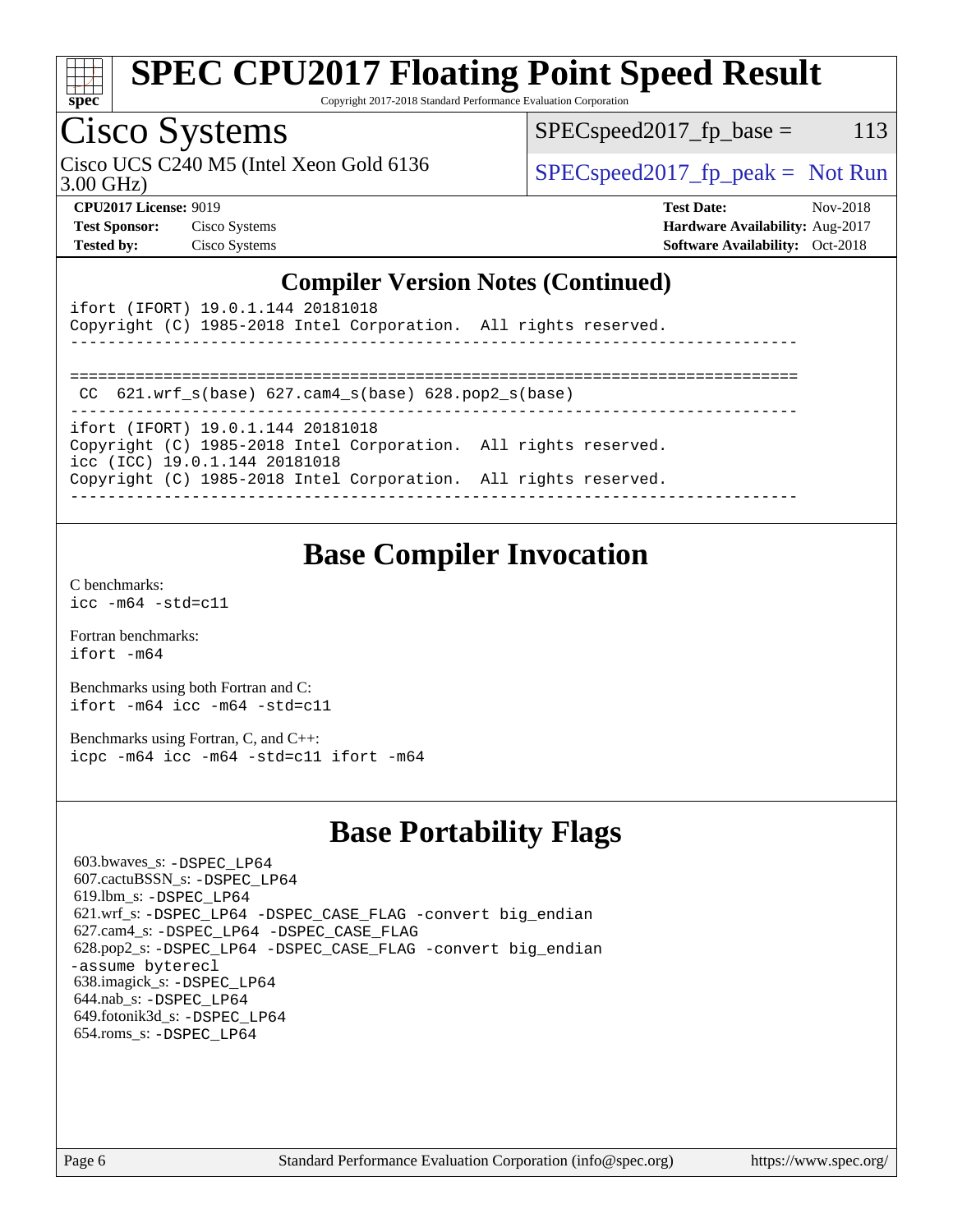# SPEC CPU2017 Floating Point Speed Result

Copyright 2017-2018 Standard Performance Evaluation Corporation

## Cisco Systems

Cisco UCS C240 M5 (Intel Xeon Gold 6136 3.00 GHz)

SPECspeed2017_fp_base = 113

SPECspeed2017_fp_peak = Not Run

**CPU2017 License:** 9019
**Test Sponsor:** Cisco Systems
**Tested by:** Cisco Systems

**Test Date:** Nov-2018
**Hardware Availability:** Aug-2017
**Software Availability:** Oct-2018

### Compiler Version Notes (Continued)

```
ifort (IFORT) 19.0.1.144 20181018
Copyright (C) 1985-2018 Intel Corporation.  All rights reserved.
------------------------------------------------------------------------------

==============================================================================
 CC  621.wrf_s(base) 627.cam4_s(base) 628.pop2_s(base)
------------------------------------------------------------------------------
ifort (IFORT) 19.0.1.144 20181018
Copyright (C) 1985-2018 Intel Corporation.  All rights reserved.
icc (ICC) 19.0.1.144 20181018
Copyright (C) 1985-2018 Intel Corporation.  All rights reserved.
------------------------------------------------------------------------------
```

## Base Compiler Invocation

C benchmarks:
`icc -m64 -std=c11`

Fortran benchmarks:
`ifort -m64`

Benchmarks using both Fortran and C:
`ifort -m64 icc -m64 -std=c11`

Benchmarks using Fortran, C, and C++:
`icpc -m64 icc -m64 -std=c11 ifort -m64`

## Base Portability Flags

603.bwaves_s: -DSPEC_LP64
607.cactuBSSN_s: -DSPEC_LP64
619.lbm_s: -DSPEC_LP64
621.wrf_s: -DSPEC_LP64 -DSPEC_CASE_FLAG -convert big_endian
627.cam4_s: -DSPEC_LP64 -DSPEC_CASE_FLAG
628.pop2_s: -DSPEC_LP64 -DSPEC_CASE_FLAG -convert big_endian -assume byterecl
638.imagick_s: -DSPEC_LP64
644.nab_s: -DSPEC_LP64
649.fotonik3d_s: -DSPEC_LP64
654.roms_s: -DSPEC_LP64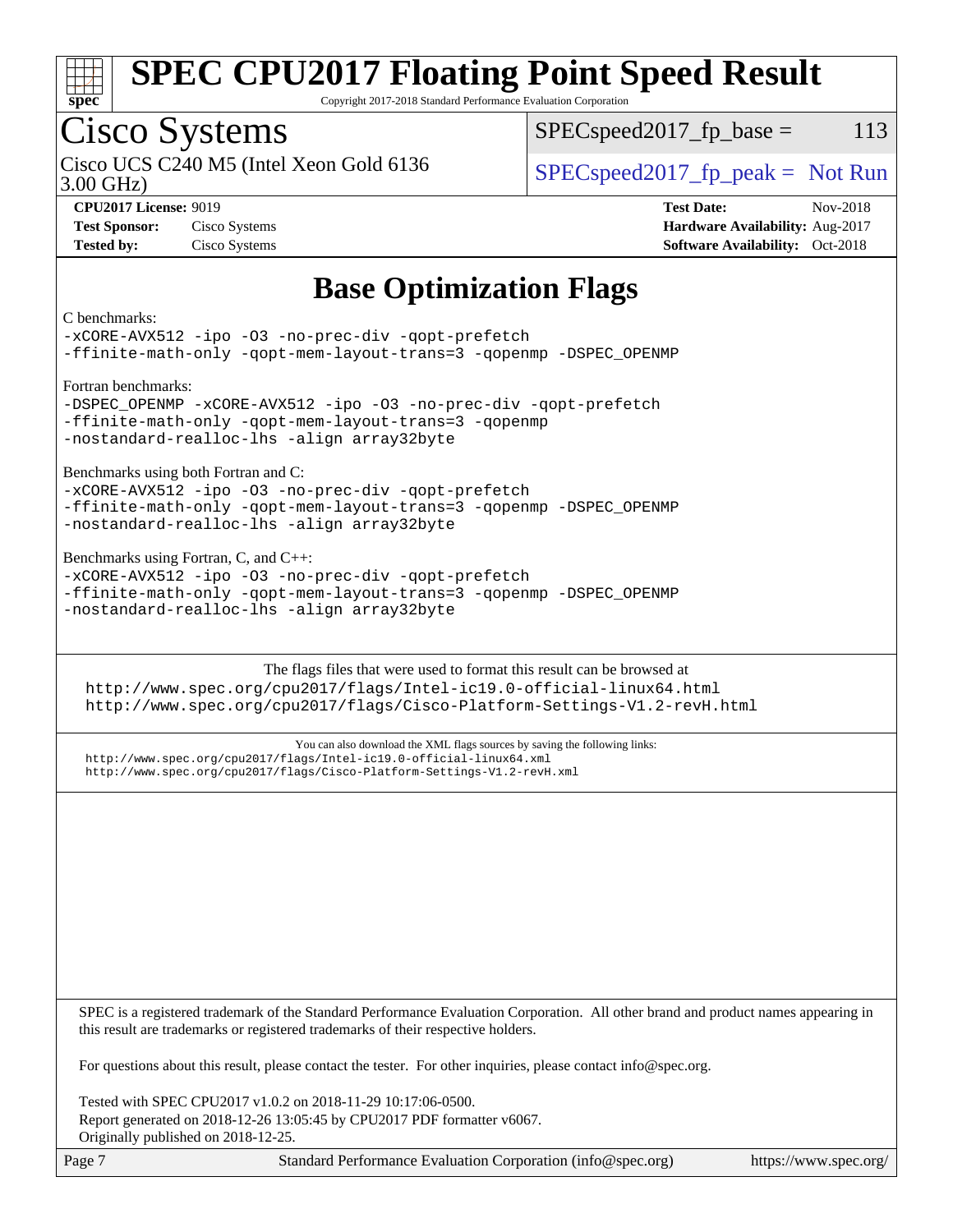# SPEC CPU2017 Floating Point Speed Result

Copyright 2017-2018 Standard Performance Evaluation Corporation

## Cisco Systems

Cisco UCS C240 M5 (Intel Xeon Gold 6136 3.00 GHz)

SPECspeed2017_fp_base = 113

SPECspeed2017_fp_peak = Not Run

**CPU2017 License:** 9019
**Test Sponsor:** Cisco Systems
**Tested by:** Cisco Systems

**Test Date:** Nov-2018
**Hardware Availability:** Aug-2017
**Software Availability:** Oct-2018

## Base Optimization Flags

C benchmarks:

```
-xCORE-AVX512 -ipo -O3 -no-prec-div -qopt-prefetch
-ffinite-math-only -qopt-mem-layout-trans=3 -qopenmp -DSPEC_OPENMP
```

Fortran benchmarks:

```
-DSPEC_OPENMP -xCORE-AVX512 -ipo -O3 -no-prec-div -qopt-prefetch
-ffinite-math-only -qopt-mem-layout-trans=3 -qopenmp
-nostandard-realloc-lhs -align array32byte
```

Benchmarks using both Fortran and C:

```
-xCORE-AVX512 -ipo -O3 -no-prec-div -qopt-prefetch
-ffinite-math-only -qopt-mem-layout-trans=3 -qopenmp -DSPEC_OPENMP
-nostandard-realloc-lhs -align array32byte
```

Benchmarks using Fortran, C, and C++:

```
-xCORE-AVX512 -ipo -O3 -no-prec-div -qopt-prefetch
-ffinite-math-only -qopt-mem-layout-trans=3 -qopenmp -DSPEC_OPENMP
-nostandard-realloc-lhs -align array32byte
```

The flags files that were used to format this result can be browsed at
http://www.spec.org/cpu2017/flags/Intel-ic19.0-official-linux64.html
http://www.spec.org/cpu2017/flags/Cisco-Platform-Settings-V1.2-revH.html

You can also download the XML flags sources by saving the following links:
http://www.spec.org/cpu2017/flags/Intel-ic19.0-official-linux64.xml
http://www.spec.org/cpu2017/flags/Cisco-Platform-Settings-V1.2-revH.xml

SPEC is a registered trademark of the Standard Performance Evaluation Corporation. All other brand and product names appearing in this result are trademarks or registered trademarks of their respective holders.

For questions about this result, please contact the tester. For other inquiries, please contact info@spec.org.

Tested with SPEC CPU2017 v1.0.2 on 2018-11-29 10:17:06-0500.
Report generated on 2018-12-26 13:05:45 by CPU2017 PDF formatter v6067.
Originally published on 2018-12-25.